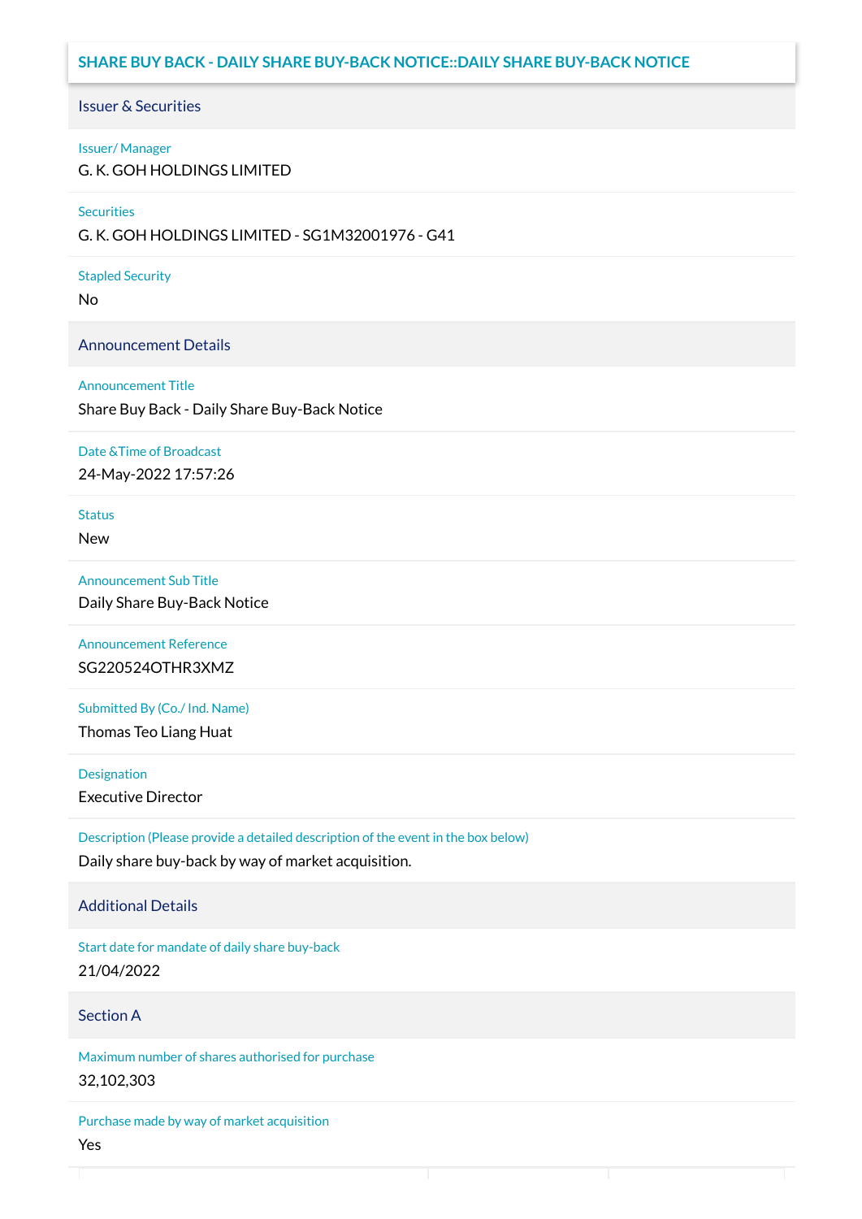# SHARE BUY BACK - DAILY SHARE BUY-BACK NOTICE::DAILY SHARE BUY-BACK NOTICE

## Issuer & Securities

**Issuer/ Manager**
G. K. GOH HOLDINGS LIMITED

**Securities**
G. K. GOH HOLDINGS LIMITED - SG1M32001976 - G41

**Stapled Security**
No

## Announcement Details

**Announcement Title**
Share Buy Back - Daily Share Buy-Back Notice

**Date &Time of Broadcast**
24-May-2022 17:57:26

**Status**
New

**Announcement Sub Title**
Daily Share Buy-Back Notice

**Announcement Reference**
SG220524OTHR3XMZ

**Submitted By (Co./ Ind. Name)**
Thomas Teo Liang Huat

**Designation**
Executive Director

**Description (Please provide a detailed description of the event in the box below)**
Daily share buy-back by way of market acquisition.

## Additional Details

**Start date for mandate of daily share buy-back**
21/04/2022

## Section A

**Maximum number of shares authorised for purchase**
32,102,303

**Purchase made by way of market acquisition**
Yes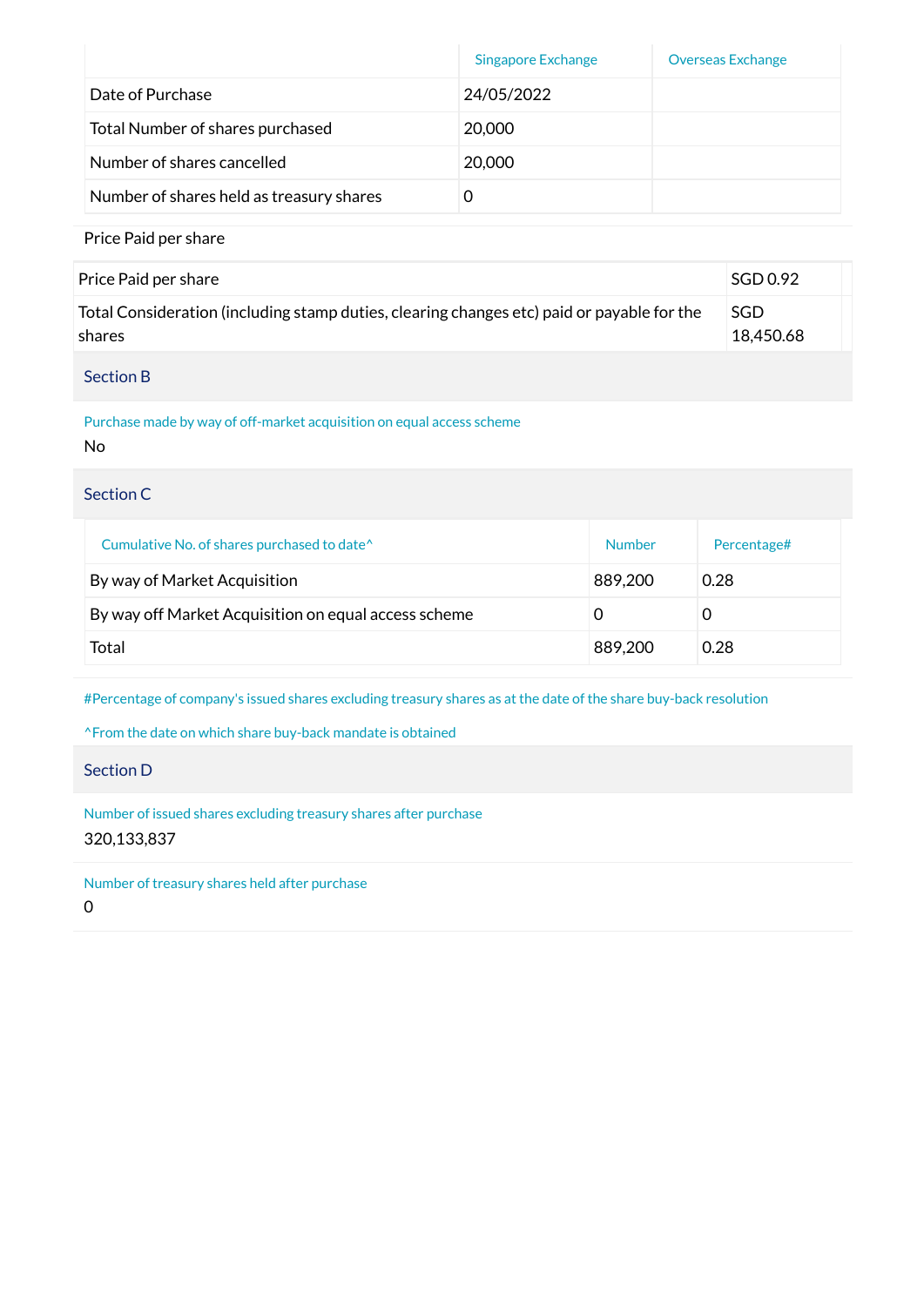| | Singapore Exchange | Overseas Exchange |
|---|---|---|
| Date of Purchase | 24/05/2022 | |
| Total Number of shares purchased | 20,000 | |
| Number of shares cancelled | 20,000 | |
| Number of shares held as treasury shares | 0 | |

Price Paid per share

| | |
|---|---|
| Price Paid per share | SGD 0.92 |
| Total Consideration (including stamp duties, clearing changes etc) paid or payable for the shares | SGD 18,450.68 |

## Section B

Purchase made by way of off-market acquisition on equal access scheme

No

## Section C

| Cumulative No. of shares purchased to date^ | Number | Percentage# |
|---|---|---|
| By way of Market Acquisition | 889,200 | 0.28 |
| By way off Market Acquisition on equal access scheme | 0 | 0 |
| Total | 889,200 | 0.28 |

#Percentage of company's issued shares excluding treasury shares as at the date of the share buy-back resolution

^From the date on which share buy-back mandate is obtained

## Section D

Number of issued shares excluding treasury shares after purchase

320,133,837

Number of treasury shares held after purchase

0